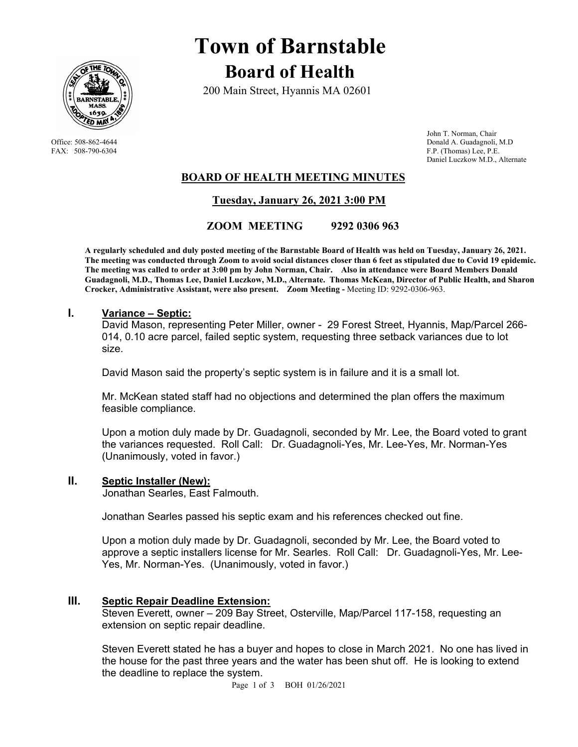# Town of Barnstable

## Board of Health

200 Main Street, Hyannis MA 02601

Office: 508-862-4644
FAX: 508-790-6304

John T. Norman, Chair
Donald A. Guadagnoli, M.D
F.P. (Thomas) Lee, P.E.
Daniel Luczkow M.D., Alternate

## BOARD OF HEALTH MEETING MINUTES

### Tuesday, January 26, 2021 3:00 PM

### ZOOM MEETING 9292 0306 963

**A regularly scheduled and duly posted meeting of the Barnstable Board of Health was held on Tuesday, January 26, 2021. The meeting was conducted through Zoom to avoid social distances closer than 6 feet as stipulated due to Covid 19 epidemic. The meeting was called to order at 3:00 pm by John Norman, Chair. Also in attendance were Board Members Donald Guadagnoli, M.D., Thomas Lee, Daniel Luczkow, M.D., Alternate. Thomas McKean, Director of Public Health, and Sharon Crocker, Administrative Assistant, were also present. Zoom Meeting -** Meeting ID: 9292-0306-963.

## I. Variance – Septic:

David Mason, representing Peter Miller, owner - 29 Forest Street, Hyannis, Map/Parcel 266-014, 0.10 acre parcel, failed septic system, requesting three setback variances due to lot size.

David Mason said the property's septic system is in failure and it is a small lot.

Mr. McKean stated staff had no objections and determined the plan offers the maximum feasible compliance.

Upon a motion duly made by Dr. Guadagnoli, seconded by Mr. Lee, the Board voted to grant the variances requested. Roll Call: Dr. Guadagnoli-Yes, Mr. Lee-Yes, Mr. Norman-Yes (Unanimously, voted in favor.)

## II. Septic Installer (New):

Jonathan Searles, East Falmouth.

Jonathan Searles passed his septic exam and his references checked out fine.

Upon a motion duly made by Dr. Guadagnoli, seconded by Mr. Lee, the Board voted to approve a septic installers license for Mr. Searles. Roll Call: Dr. Guadagnoli-Yes, Mr. Lee-Yes, Mr. Norman-Yes. (Unanimously, voted in favor.)

## III. Septic Repair Deadline Extension:

Steven Everett, owner – 209 Bay Street, Osterville, Map/Parcel 117-158, requesting an extension on septic repair deadline.

Steven Everett stated he has a buyer and hopes to close in March 2021. No one has lived in the house for the past three years and the water has been shut off. He is looking to extend the deadline to replace the system.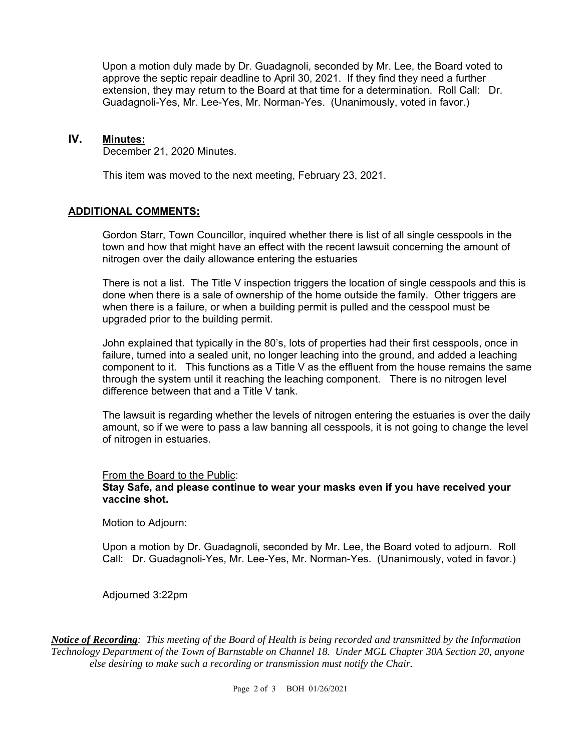Upon a motion duly made by Dr. Guadagnoli, seconded by Mr. Lee, the Board voted to approve the septic repair deadline to April 30, 2021. If they find they need a further extension, they may return to the Board at that time for a determination. Roll Call: Dr. Guadagnoli-Yes, Mr. Lee-Yes, Mr. Norman-Yes. (Unanimously, voted in favor.)

## IV. Minutes:

December 21, 2020 Minutes.

This item was moved to the next meeting, February 23, 2021.

## ADDITIONAL COMMENTS:

Gordon Starr, Town Councillor, inquired whether there is list of all single cesspools in the town and how that might have an effect with the recent lawsuit concerning the amount of nitrogen over the daily allowance entering the estuaries

There is not a list. The Title V inspection triggers the location of single cesspools and this is done when there is a sale of ownership of the home outside the family. Other triggers are when there is a failure, or when a building permit is pulled and the cesspool must be upgraded prior to the building permit.

John explained that typically in the 80's, lots of properties had their first cesspools, once in failure, turned into a sealed unit, no longer leaching into the ground, and added a leaching component to it. This functions as a Title V as the effluent from the house remains the same through the system until it reaching the leaching component. There is no nitrogen level difference between that and a Title V tank.

The lawsuit is regarding whether the levels of nitrogen entering the estuaries is over the daily amount, so if we were to pass a law banning all cesspools, it is not going to change the level of nitrogen in estuaries.

From the Board to the Public:
**Stay Safe, and please continue to wear your masks even if you have received your vaccine shot.**

Motion to Adjourn:

Upon a motion by Dr. Guadagnoli, seconded by Mr. Lee, the Board voted to adjourn. Roll Call: Dr. Guadagnoli-Yes, Mr. Lee-Yes, Mr. Norman-Yes. (Unanimously, voted in favor.)

Adjourned 3:22pm

***Notice of Recording****: This meeting of the Board of Health is being recorded and transmitted by the Information Technology Department of the Town of Barnstable on Channel 18. Under MGL Chapter 30A Section 20, anyone else desiring to make such a recording or transmission must notify the Chair.*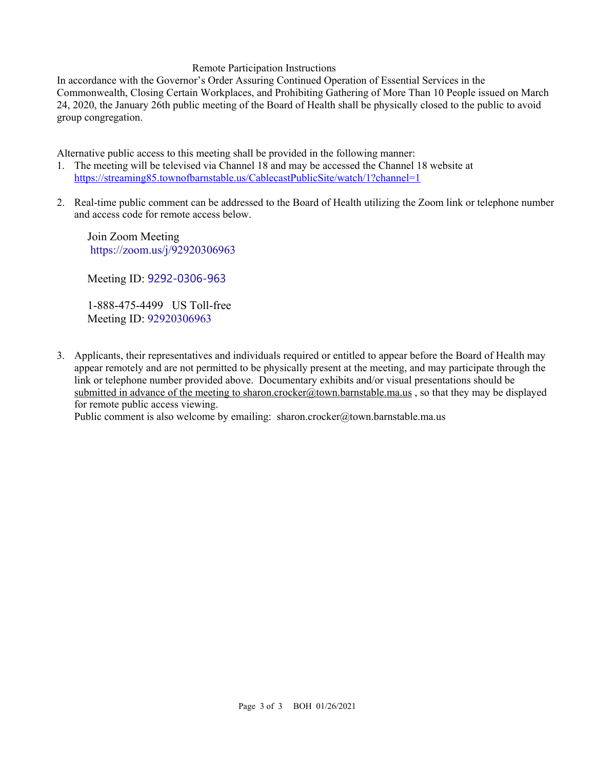## Remote Participation Instructions

In accordance with the Governor's Order Assuring Continued Operation of Essential Services in the Commonwealth, Closing Certain Workplaces, and Prohibiting Gathering of More Than 10 People issued on March 24, 2020, the January 26th public meeting of the Board of Health shall be physically closed to the public to avoid group congregation.

Alternative public access to this meeting shall be provided in the following manner:

1. The meeting will be televised via Channel 18 and may be accessed the Channel 18 website at https://streaming85.townofbarnstable.us/CablecastPublicSite/watch/1?channel=1

2. Real-time public comment can be addressed to the Board of Health utilizing the Zoom link or telephone number and access code for remote access below.

   Join Zoom Meeting
   https://zoom.us/j/92920306963

   Meeting ID: 9292-0306-963

   1-888-475-4499 US Toll-free
   Meeting ID: 92920306963

3. Applicants, their representatives and individuals required or entitled to appear before the Board of Health may appear remotely and are not permitted to be physically present at the meeting, and may participate through the link or telephone number provided above. Documentary exhibits and/or visual presentations should be submitted in advance of the meeting to sharon.crocker@town.barnstable.ma.us , so that they may be displayed for remote public access viewing.
   Public comment is also welcome by emailing: sharon.crocker@town.barnstable.ma.us